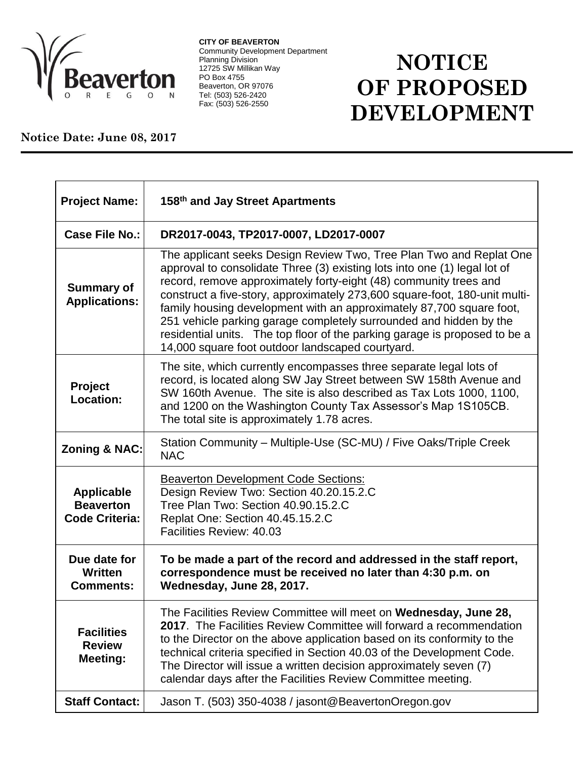**CITY OF BEAVERTON**
Community Development Department
Planning Division
12725 SW Millikan Way
PO Box 4755
Beaverton, OR 97076
Tel: (503) 526-2420
Fax: (503) 526-2550

# NOTICE OF PROPOSED DEVELOPMENT

**Notice Date: June 08, 2017**

| | |
|---|---|
| **Project Name:** | **158th and Jay Street Apartments** |
| **Case File No.:** | **DR2017-0043, TP2017-0007, LD2017-0007** |
| **Summary of Applications:** | The applicant seeks Design Review Two, Tree Plan Two and Replat One approval to consolidate Three (3) existing lots into one (1) legal lot of record, remove approximately forty-eight (48) community trees and construct a five-story, approximately 273,600 square-foot, 180-unit multi-family housing development with an approximately 87,700 square foot, 251 vehicle parking garage completely surrounded and hidden by the residential units. The top floor of the parking garage is proposed to be a 14,000 square foot outdoor landscaped courtyard. |
| **Project Location:** | The site, which currently encompasses three separate legal lots of record, is located along SW Jay Street between SW 158th Avenue and SW 160th Avenue. The site is also described as Tax Lots 1000, 1100, and 1200 on the Washington County Tax Assessor's Map 1S105CB. The total site is approximately 1.78 acres. |
| **Zoning & NAC:** | Station Community – Multiple-Use (SC-MU) / Five Oaks/Triple Creek NAC |
| **Applicable Beaverton Code Criteria:** | Beaverton Development Code Sections:<br>Design Review Two: Section 40.20.15.2.C<br>Tree Plan Two: Section 40.90.15.2.C<br>Replat One: Section 40.45.15.2.C<br>Facilities Review: 40.03 |
| **Due date for Written Comments:** | **To be made a part of the record and addressed in the staff report, correspondence must be received no later than 4:30 p.m. on Wednesday, June 28, 2017.** |
| **Facilities Review Meeting:** | The Facilities Review Committee will meet on **Wednesday, June 28, 2017**. The Facilities Review Committee will forward a recommendation to the Director on the above application based on its conformity to the technical criteria specified in Section 40.03 of the Development Code. The Director will issue a written decision approximately seven (7) calendar days after the Facilities Review Committee meeting. |
| **Staff Contact:** | Jason T. (503) 350-4038 / jasont@BeavertonOregon.gov |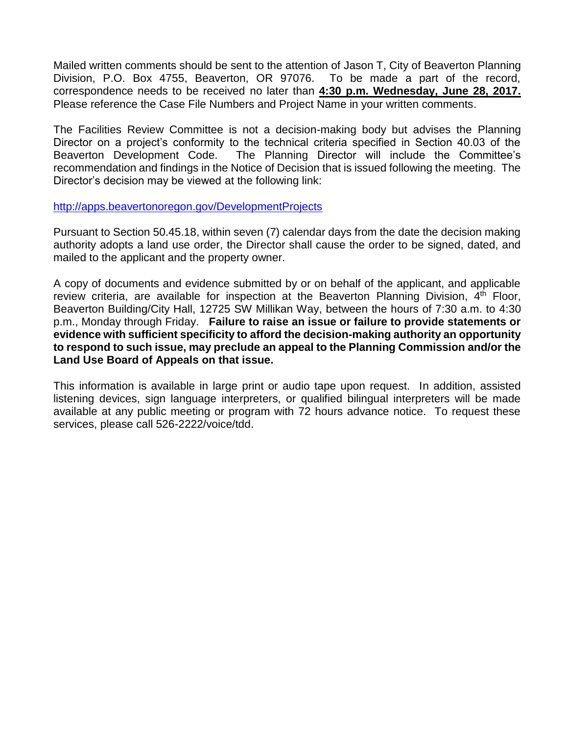Mailed written comments should be sent to the attention of Jason T, City of Beaverton Planning Division, P.O. Box 4755, Beaverton, OR 97076. To be made a part of the record, correspondence needs to be received no later than **4:30 p.m. Wednesday, June 28, 2017.** Please reference the Case File Numbers and Project Name in your written comments.

The Facilities Review Committee is not a decision-making body but advises the Planning Director on a project's conformity to the technical criteria specified in Section 40.03 of the Beaverton Development Code. The Planning Director will include the Committee's recommendation and findings in the Notice of Decision that is issued following the meeting. The Director's decision may be viewed at the following link:

http://apps.beavertonoregon.gov/DevelopmentProjects

Pursuant to Section 50.45.18, within seven (7) calendar days from the date the decision making authority adopts a land use order, the Director shall cause the order to be signed, dated, and mailed to the applicant and the property owner.

A copy of documents and evidence submitted by or on behalf of the applicant, and applicable review criteria, are available for inspection at the Beaverton Planning Division, 4th Floor, Beaverton Building/City Hall, 12725 SW Millikan Way, between the hours of 7:30 a.m. to 4:30 p.m., Monday through Friday. **Failure to raise an issue or failure to provide statements or evidence with sufficient specificity to afford the decision-making authority an opportunity to respond to such issue, may preclude an appeal to the Planning Commission and/or the Land Use Board of Appeals on that issue.**

This information is available in large print or audio tape upon request. In addition, assisted listening devices, sign language interpreters, or qualified bilingual interpreters will be made available at any public meeting or program with 72 hours advance notice. To request these services, please call 526-2222/voice/tdd.